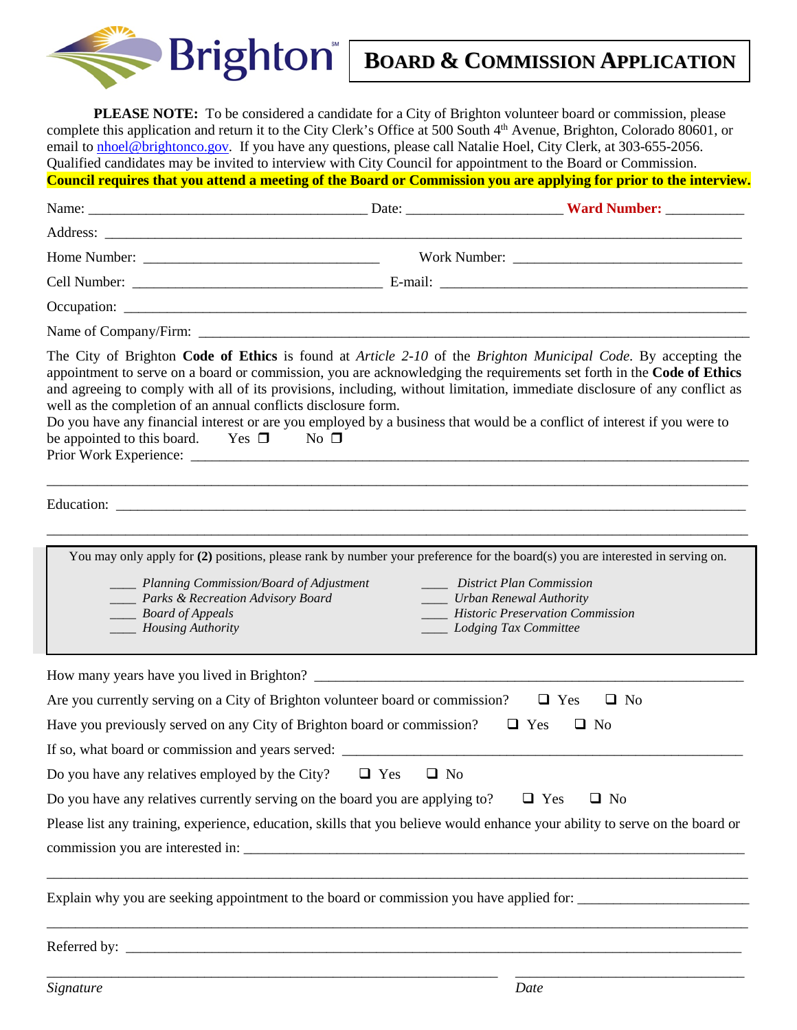# Brighton

# BOARD & COMMISSION APPLICATION

**PLEASE NOTE:** To be considered a candidate for a City of Brighton volunteer board or commission, please complete this application and return it to the City Clerk's Office at 500 South 4th Avenue, Brighton, Colorado 80601, or email to nhoel@brightonco.gov. If you have any questions, please call Natalie Hoel, City Clerk, at 303-655-2056. Qualified candidates may be invited to interview with City Council for appointment to the Board or Commission.
**Council requires that you attend a meeting of the Board or Commission you are applying for prior to the interview.**

Name: ______________________________ Date: ____________________ **Ward Number:** __________

Address: ____________________________________________________________________________

Home Number: ______________________________ Work Number: ______________________________

Cell Number: ______________________________ E-mail: ______________________________________

Occupation: __________________________________________________________________________

Name of Company/Firm: _________________________________________________________________

The City of Brighton **Code of Ethics** is found at *Article 2-10* of the *Brighton Municipal Code.* By accepting the appointment to serve on a board or commission, you are acknowledging the requirements set forth in the **Code of Ethics** and agreeing to comply with all of its provisions, including, without limitation, immediate disclosure of any conflict as well as the completion of an annual conflicts disclosure form.
Do you have any financial interest or are you employed by a business that would be a conflict of interest if you were to be appointed to this board. Yes ☐ No ☐
Prior Work Experience: _____________________________________________________________

_____________________________________________________________________________________

Education: __________________________________________________________________________

_____________________________________________________________________________________

You may only apply for **(2)** positions, please rank by number your preference for the board(s) you are interested in serving on.

- ____ *Planning Commission/Board of Adjustment*
- ____ *Parks & Recreation Advisory Board*
- ____ *Board of Appeals*
- ____ *Housing Authority*
- ____ *District Plan Commission*
- ____ *Urban Renewal Authority*
- ____ *Historic Preservation Commission*
- ____ *Lodging Tax Committee*

How many years have you lived in Brighton? ______________________________________________

Are you currently serving on a City of Brighton volunteer board or commission? ☐ Yes ☐ No

Have you previously served on any City of Brighton board or commission? ☐ Yes ☐ No

If so, what board or commission and years served: ___________________________________________

Do you have any relatives employed by the City? ☐ Yes ☐ No

Do you have any relatives currently serving on the board you are applying to? ☐ Yes ☐ No

Please list any training, experience, education, skills that you believe would enhance your ability to serve on the board or commission you are interested in: ______________________________________________________

_____________________________________________________________________________________

Explain why you are seeking appointment to the board or commission you have applied for: ________________

_____________________________________________________________________________________

Referred by: _________________________________________________________________________

_____________________________________________ ____________________________

*Signature* *Date*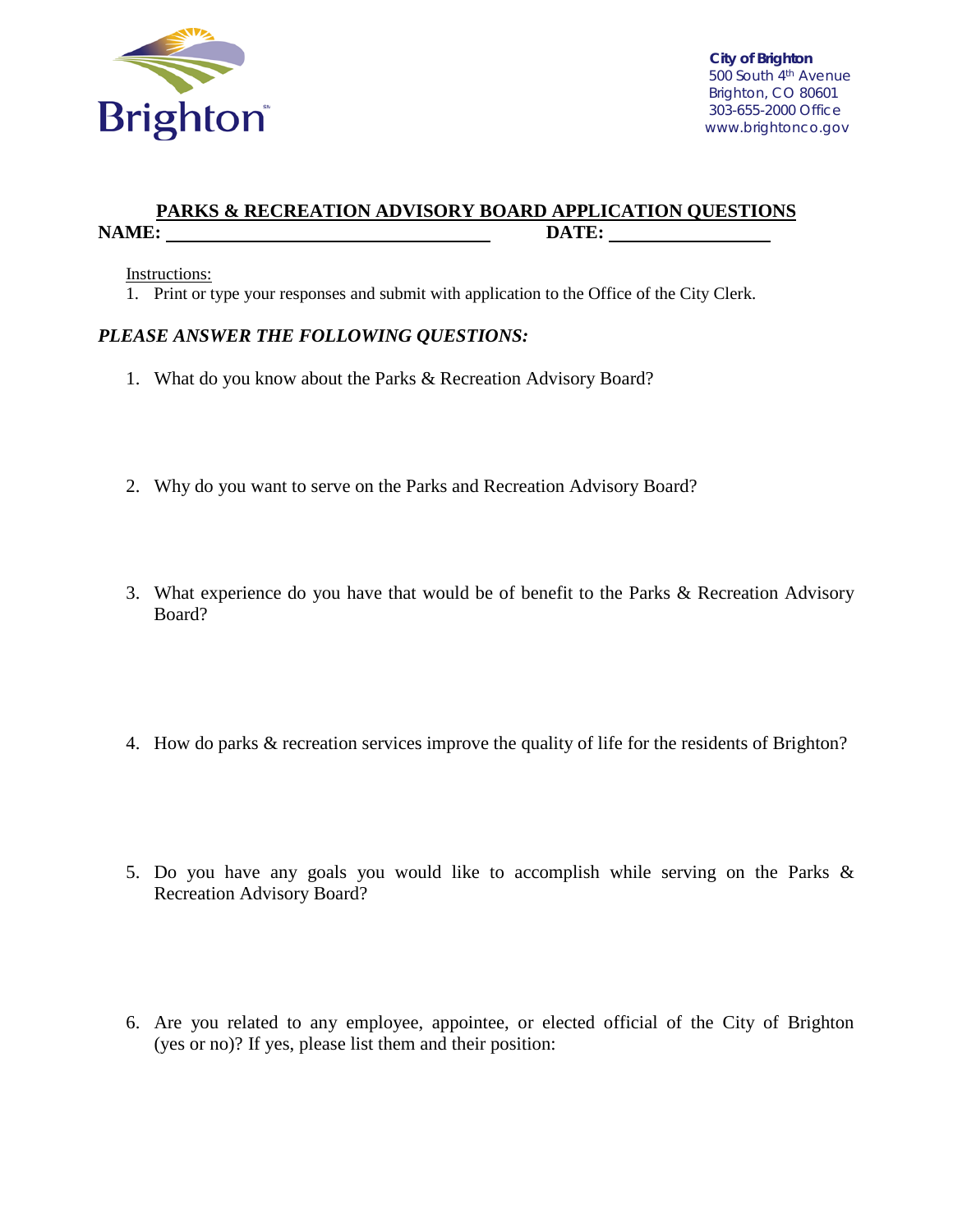**City of Brighton**
500 South 4th Avenue
Brighton, CO 80601
303-655-2000 Office
www.brightonco.gov

## PARKS & RECREATION ADVISORY BOARD APPLICATION QUESTIONS

**NAME:** ______________________________ **DATE:** ______________

Instructions:

1. Print or type your responses and submit with application to the Office of the City Clerk.

***PLEASE ANSWER THE FOLLOWING QUESTIONS:***

1. What do you know about the Parks & Recreation Advisory Board?

2. Why do you want to serve on the Parks and Recreation Advisory Board?

3. What experience do you have that would be of benefit to the Parks & Recreation Advisory Board?

4. How do parks & recreation services improve the quality of life for the residents of Brighton?

5. Do you have any goals you would like to accomplish while serving on the Parks & Recreation Advisory Board?

6. Are you related to any employee, appointee, or elected official of the City of Brighton (yes or no)? If yes, please list them and their position: